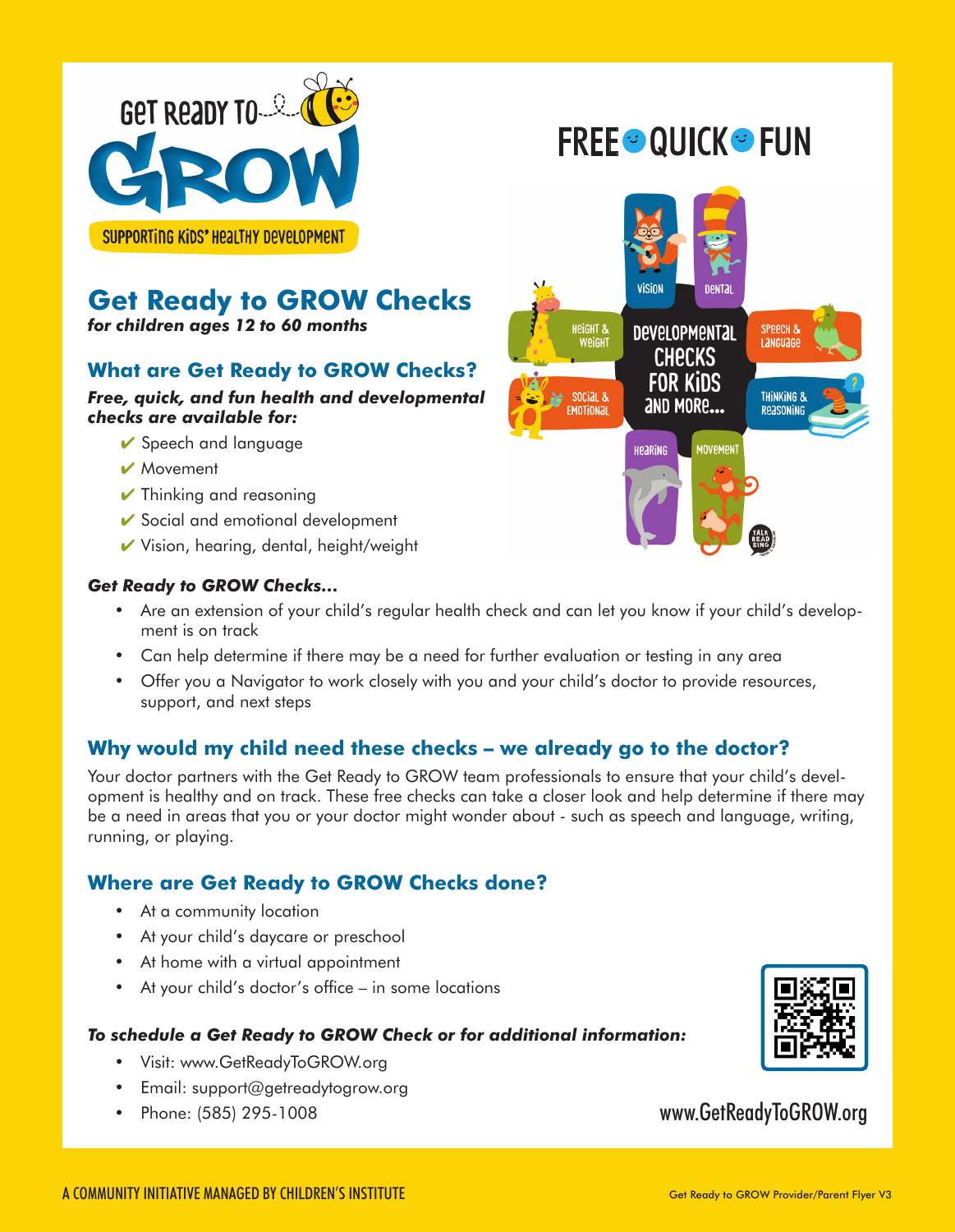# Get Ready to GROW

SUPPORTING KIDS' HEALTHY DEVELOPMENT

FREE • QUICK • FUN

## Get Ready to GROW Checks

***for children ages 12 to 60 months***

### What are Get Ready to GROW Checks?

***Free, quick, and fun health and developmental checks are available for:***

- ✔ Speech and language
- ✔ Movement
- ✔ Thinking and reasoning
- ✔ Social and emotional development
- ✔ Vision, hearing, dental, height/weight

Developmental Checks for Kids and More...

Vision · Dental · Speech & Language · Thinking & Reasoning · Movement · Hearing · Social & Emotional · Height & Weight

***Get Ready to GROW Checks...***

- Are an extension of your child's regular health check and can let you know if your child's development is on track
- Can help determine if there may be a need for further evaluation or testing in any area
- Offer you a Navigator to work closely with you and your child's doctor to provide resources, support, and next steps

### Why would my child need these checks – we already go to the doctor?

Your doctor partners with the Get Ready to GROW team professionals to ensure that your child's development is healthy and on track. These free checks can take a closer look and help determine if there may be a need in areas that you or your doctor might wonder about - such as speech and language, writing, running, or playing.

### Where are Get Ready to GROW Checks done?

- At a community location
- At your child's daycare or preschool
- At home with a virtual appointment
- At your child's doctor's office – in some locations

***To schedule a Get Ready to GROW Check or for additional information:***

- Visit: www.GetReadyToGROW.org
- Email: support@getreadytogrow.org
- Phone: (585) 295-1008

www.GetReadyToGROW.org

A COMMUNITY INITIATIVE MANAGED BY CHILDREN'S INSTITUTE

Get Ready to GROW Provider/Parent Flyer V3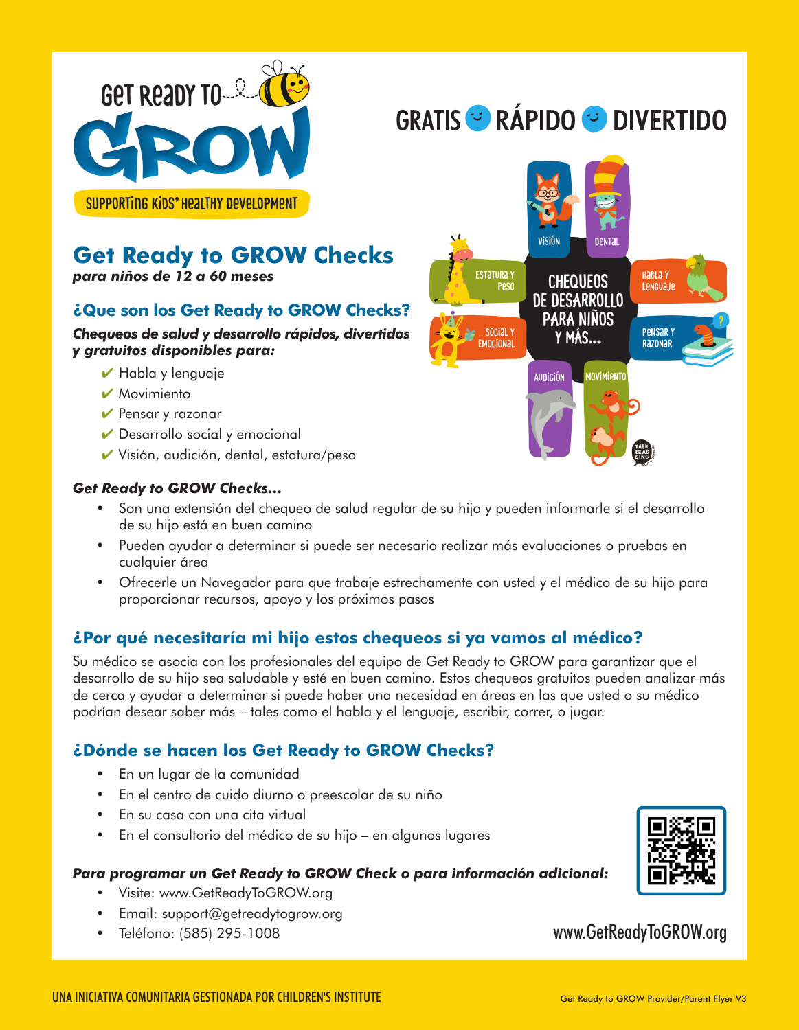# Get Ready to GROW

SUPPORTING KIDS' HEALTHY DEVELOPMENT

GRATIS · RÁPIDO · DIVERTIDO

CHEQUEOS DE DESARROLLO PARA NIÑOS Y MÁS...

VISIÓN · DENTAL · HABLA Y LENGUAJE · PENSAR Y RAZONAR · MOVIMIENTO · AUDICIÓN · SOCIAL Y EMOCIONAL · ESTATURA Y PESO

## Get Ready to GROW Checks

***para niños de 12 a 60 meses***

### ¿Que son los Get Ready to GROW Checks?

***Chequeos de salud y desarrollo rápidos, divertidos y gratuitos disponibles para:***

- ✔ Habla y lenguaje
- ✔ Movimiento
- ✔ Pensar y razonar
- ✔ Desarrollo social y emocional
- ✔ Visión, audición, dental, estatura/peso

***Get Ready to GROW Checks...***

- Son una extensión del chequeo de salud regular de su hijo y pueden informarle si el desarrollo de su hijo está en buen camino
- Pueden ayudar a determinar si puede ser necesario realizar más evaluaciones o pruebas en cualquier área
- Ofrecerle un Navegador para que trabaje estrechamente con usted y el médico de su hijo para proporcionar recursos, apoyo y los próximos pasos

### ¿Por qué necesitaría mi hijo estos chequeos si ya vamos al médico?

Su médico se asocia con los profesionales del equipo de Get Ready to GROW para garantizar que el desarrollo de su hijo sea saludable y esté en buen camino. Estos chequeos gratuitos pueden analizar más de cerca y ayudar a determinar si puede haber una necesidad en áreas en las que usted o su médico podrían desear saber más – tales como el habla y el lenguaje, escribir, correr, o jugar.

### ¿Dónde se hacen los Get Ready to GROW Checks?

- En un lugar de la comunidad
- En el centro de cuido diurno o preescolar de su niño
- En su casa con una cita virtual
- En el consultorio del médico de su hijo – en algunos lugares

***Para programar un Get Ready to GROW Check o para información adicional:***

- Visite: www.GetReadyToGROW.org
- Email: support@getreadytogrow.org
- Teléfono: (585) 295-1008

www.GetReadyToGROW.org

UNA INICIATIVA COMUNITARIA GESTIONADA POR CHILDREN'S INSTITUTE

Get Ready to GROW Provider/Parent Flyer V3